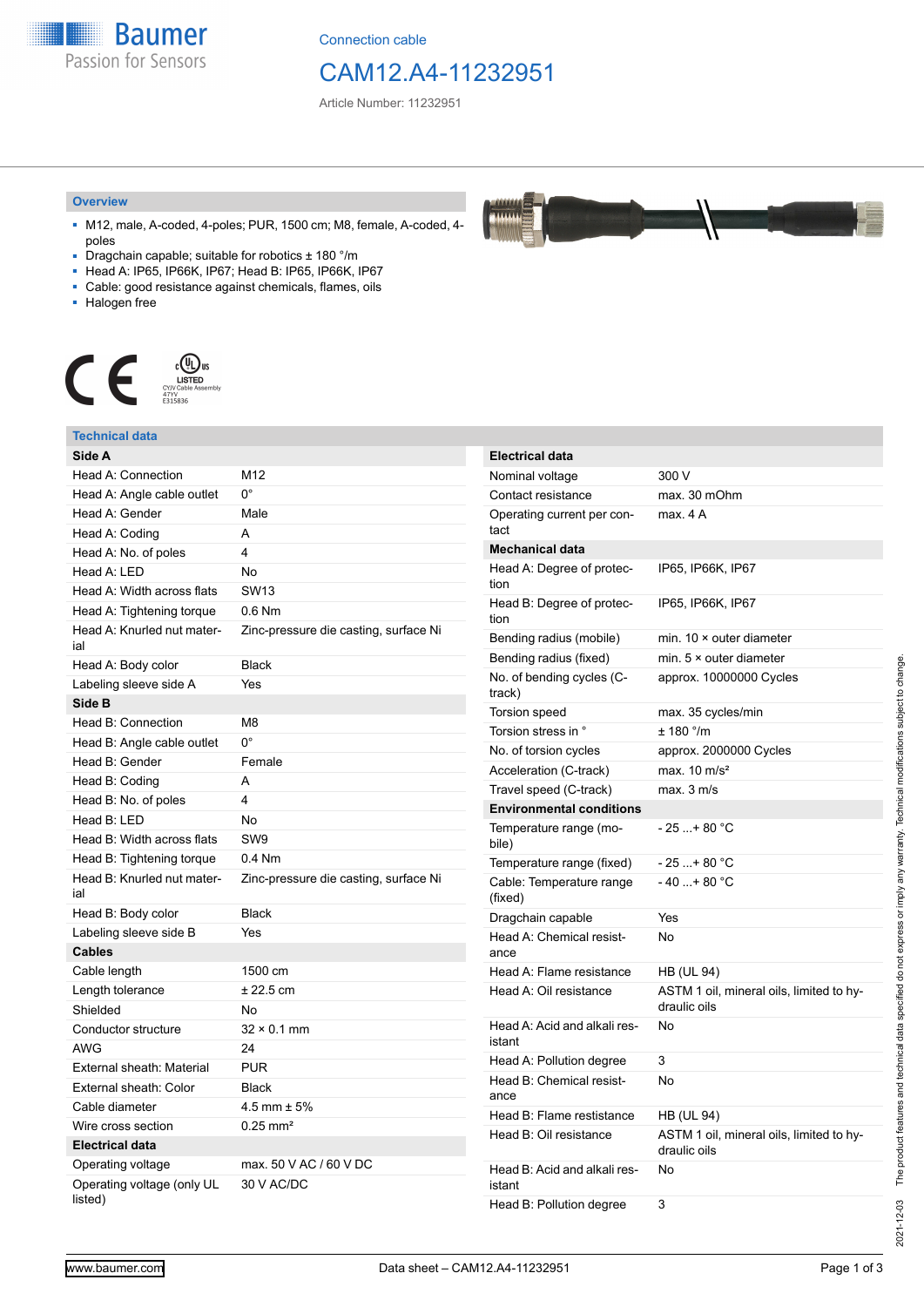Connection cable

# CAM12.A4-11232951

Article Number: 11232951

## Overview

- M12, male, A-coded, 4-poles; PUR, 1500 cm; M8, female, A-coded, 4-poles
- Dragchain capable; suitable for robotics ± 180 °/m
- Head A: IP65, IP66K, IP67; Head B: IP65, IP66K, IP67
- Cable: good resistance against chemicals, flames, oils
- Halogen free

LISTED CYJV Cable Assembly 47YV E315836

## Technical data

| **Side A** | |
|---|---|
| Head A: Connection | M12 |
| Head A: Angle cable outlet | 0° |
| Head A: Gender | Male |
| Head A: Coding | A |
| Head A: No. of poles | 4 |
| Head A: LED | No |
| Head A: Width across flats | SW13 |
| Head A: Tightening torque | 0.6 Nm |
| Head A: Knurled nut material | Zinc-pressure die casting, surface Ni |
| Head A: Body color | Black |
| Labeling sleeve side A | Yes |
| **Side B** | |
| Head B: Connection | M8 |
| Head B: Angle cable outlet | 0° |
| Head B: Gender | Female |
| Head B: Coding | A |
| Head B: No. of poles | 4 |
| Head B: LED | No |
| Head B: Width across flats | SW9 |
| Head B: Tightening torque | 0.4 Nm |
| Head B: Knurled nut material | Zinc-pressure die casting, surface Ni |
| Head B: Body color | Black |
| Labeling sleeve side B | Yes |
| **Cables** | |
| Cable length | 1500 cm |
| Length tolerance | ± 22.5 cm |
| Shielded | No |
| Conductor structure | 32 × 0.1 mm |
| AWG | 24 |
| External sheath: Material | PUR |
| External sheath: Color | Black |
| Cable diameter | 4.5 mm ± 5% |
| Wire cross section | 0.25 mm² |
| **Electrical data** | |
| Operating voltage | max. 50 V AC / 60 V DC |
| Operating voltage (only UL listed) | 30 V AC/DC |

| **Electrical data** | |
|---|---|
| Nominal voltage | 300 V |
| Contact resistance | max. 30 mOhm |
| Operating current per contact | max. 4 A |
| **Mechanical data** | |
| Head A: Degree of protection | IP65, IP66K, IP67 |
| Head B: Degree of protection | IP65, IP66K, IP67 |
| Bending radius (mobile) | min. 10 × outer diameter |
| Bending radius (fixed) | min. 5 × outer diameter |
| No. of bending cycles (C-track) | approx. 10000000 Cycles |
| Torsion speed | max. 35 cycles/min |
| Torsion stress in ° | ± 180 °/m |
| No. of torsion cycles | approx. 2000000 Cycles |
| Acceleration (C-track) | max. 10 m/s² |
| Travel speed (C-track) | max. 3 m/s |
| **Environmental conditions** | |
| Temperature range (mobile) | - 25 ...+ 80 °C |
| Temperature range (fixed) | - 25 ...+ 80 °C |
| Cable: Temperature range (fixed) | - 40 ...+ 80 °C |
| Dragchain capable | Yes |
| Head A: Chemical resistance | No |
| Head A: Flame resistance | HB (UL 94) |
| Head A: Oil resistance | ASTM 1 oil, mineral oils, limited to hydraulic oils |
| Head A: Acid and alkali resistant | No |
| Head A: Pollution degree | 3 |
| Head B: Chemical resistance | No |
| Head B: Flame resistance | HB (UL 94) |
| Head B: Oil resistance | ASTM 1 oil, mineral oils, limited to hydraulic oils |
| Head B: Acid and alkali resistant | No |
| Head B: Pollution degree | 3 |

2021-12-03 The product features and technical data specified do not express or imply any warranty. Technical modifications subject to change.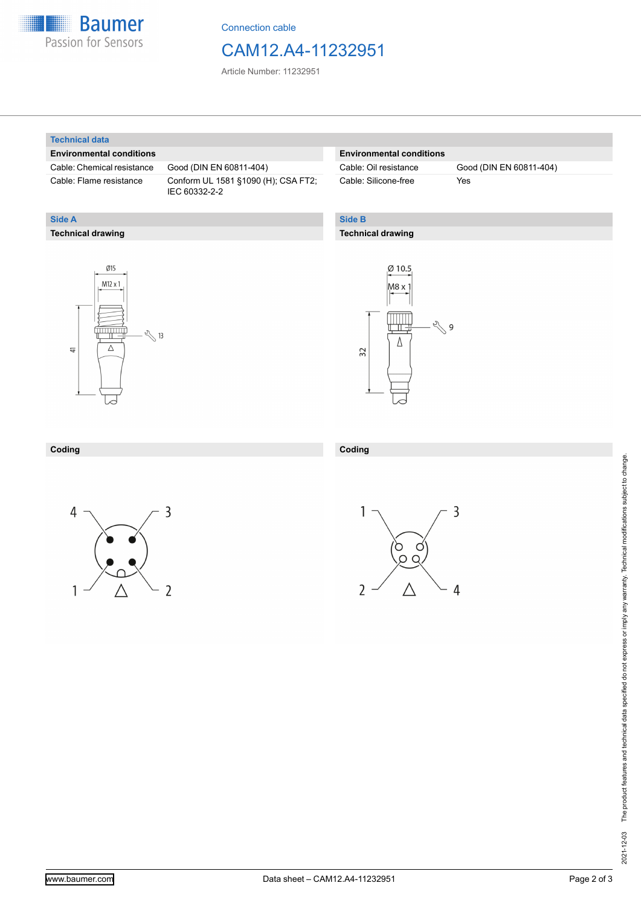Connection cable

# CAM12.A4-11232951

Article Number: 11232951

## Technical data

| Environmental conditions | |
|---|---|
| Cable: Chemical resistance | Good (DIN EN 60811-404) |
| Cable: Flame resistance | Conform UL 1581 §1090 (H); CSA FT2; IEC 60332-2-2 |

| Environmental conditions | |
|---|---|
| Cable: Oil resistance | Good (DIN EN 60811-404) |
| Cable: Silicone-free | Yes |

## Side A

### Technical drawing

Ø15
M12 x 1
41
13

### Coding

4 3
1 2

## Side B

### Technical drawing

Ø 10.5
M8 x 1
32
9

### Coding

1 3
2 4

2021-12-03 The product features and technical data specified do not express or imply any warranty. Technical modifications subject to change.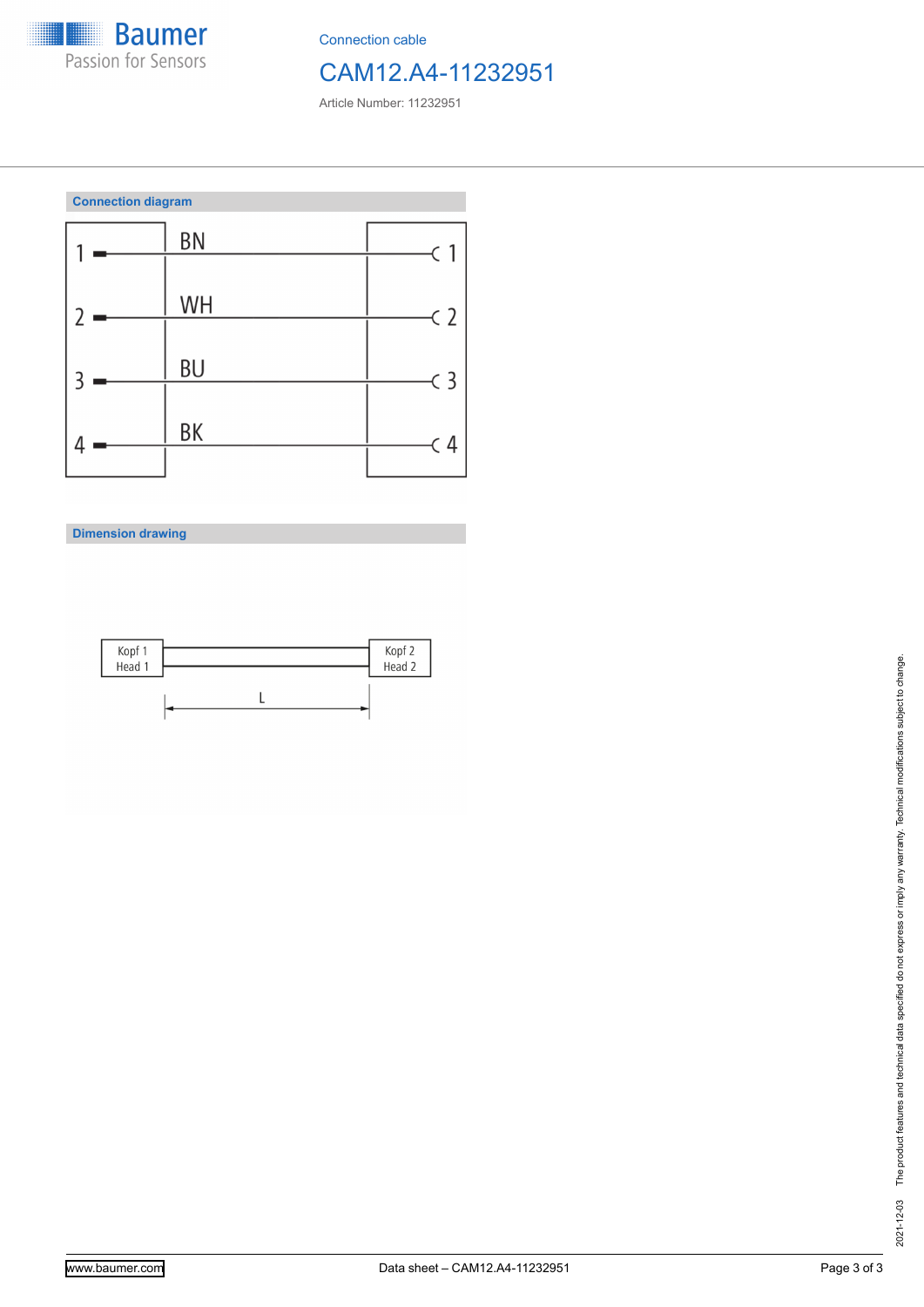Connection cable

# CAM12.A4-11232951

Article Number: 11232951

## Connection diagram

1 BN 1
2 WH 2
3 BU 3
4 BK 4

## Dimension drawing

Kopf 1
Head 1

Kopf 2
Head 2

L

2021-12-03 The product features and technical data specified do not express or imply any warranty. Technical modifications subject to change.